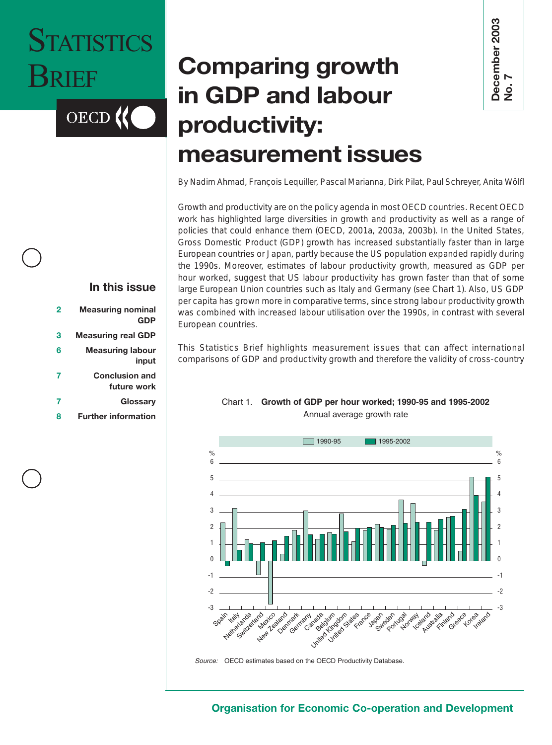# STATISTICS BRIEF

OECD

December 2003
No. 7

# Comparing growth in GDP and labour productivity: measurement issues

By Nadim Ahmad, François Lequiller, Pascal Marianna, Dirk Pilat, Paul Schreyer, Anita Wölfl

Growth and productivity are on the policy agenda in most OECD countries. Recent OECD work has highlighted large diversities in growth and productivity as well as a range of policies that could enhance them (OECD, 2001a, 2003a, 2003b). In the United States, Gross Domestic Product (GDP) growth has increased substantially faster than in large European countries or Japan, partly because the US population expanded rapidly during the 1990s. Moreover, estimates of labour productivity growth, measured as GDP per hour worked, suggest that US labour productivity has grown faster than that of some large European Union countries such as Italy and Germany (see Chart 1). Also, US GDP per capita has grown more in comparative terms, since strong labour productivity growth was combined with increased labour utilisation over the 1990s, in contrast with several European countries.

This Statistics Brief highlights measurement issues that can affect international comparisons of GDP and productivity growth and therefore the validity of cross-country

## In this issue

- 2 Measuring nominal GDP
- 3 Measuring real GDP
- 6 Measuring labour input
- 7 Conclusion and future work
- 7 Glossary
- 8 Further information

Chart 1. **Growth of GDP per hour worked; 1990-95 and 1995-2002**
Annual average growth rate

*Source:* OECD estimates based on the OECD Productivity Database.

**Organisation for Economic Co-operation and Development**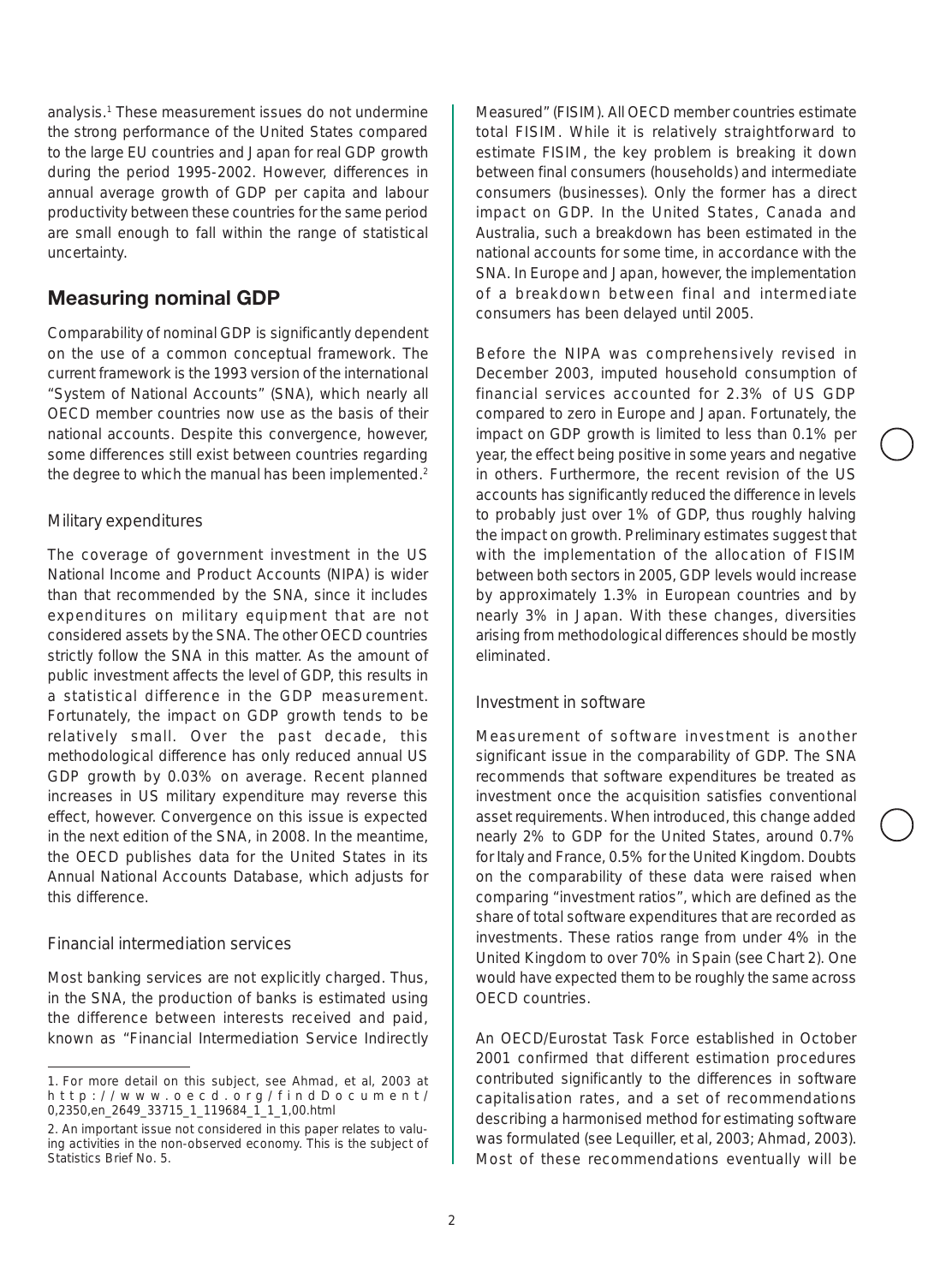analysis.[1] These measurement issues do not undermine the strong performance of the United States compared to the large EU countries and Japan for real GDP growth during the period 1995-2002. However, differences in annual average growth of GDP per capita and labour productivity between these countries for the same period are small enough to fall within the range of statistical uncertainty.

## Measuring nominal GDP

Comparability of nominal GDP is significantly dependent on the use of a common conceptual framework. The current framework is the 1993 version of the international "System of National Accounts" (SNA), which nearly all OECD member countries now use as the basis of their national accounts. Despite this convergence, however, some differences still exist between countries regarding the degree to which the manual has been implemented.[2]

### Military expenditures

The coverage of government investment in the US National Income and Product Accounts (NIPA) is wider than that recommended by the SNA, since it includes expenditures on military equipment that are not considered assets by the SNA. The other OECD countries strictly follow the SNA in this matter. As the amount of public investment affects the level of GDP, this results in a statistical difference in the GDP measurement. Fortunately, the impact on GDP growth tends to be relatively small. Over the past decade, this methodological difference has only reduced annual US GDP growth by 0.03% on average. Recent planned increases in US military expenditure may reverse this effect, however. Convergence on this issue is expected in the next edition of the SNA, in 2008. In the meantime, the OECD publishes data for the United States in its Annual National Accounts Database, which adjusts for this difference.

### Financial intermediation services

Most banking services are not explicitly charged. Thus, in the SNA, the production of banks is estimated using the difference between interests received and paid, known as "Financial Intermediation Service Indirectly Measured" (FISIM). All OECD member countries estimate total FISIM. While it is relatively straightforward to estimate FISIM, the key problem is breaking it down between final consumers (households) and intermediate consumers (businesses). Only the former has a direct impact on GDP. In the United States, Canada and Australia, such a breakdown has been estimated in the national accounts for some time, in accordance with the SNA. In Europe and Japan, however, the implementation of a breakdown between final and intermediate consumers has been delayed until 2005.

Before the NIPA was comprehensively revised in December 2003, imputed household consumption of financial services accounted for 2.3% of US GDP compared to zero in Europe and Japan. Fortunately, the impact on GDP growth is limited to less than 0.1% per year, the effect being positive in some years and negative in others. Furthermore, the recent revision of the US accounts has significantly reduced the difference in levels to probably just over 1% of GDP, thus roughly halving the impact on growth. Preliminary estimates suggest that with the implementation of the allocation of FISIM between both sectors in 2005, GDP levels would increase by approximately 1.3% in European countries and by nearly 3% in Japan. With these changes, diversities arising from methodological differences should be mostly eliminated.

### Investment in software

Measurement of software investment is another significant issue in the comparability of GDP. The SNA recommends that software expenditures be treated as investment once the acquisition satisfies conventional asset requirements. When introduced, this change added nearly 2% to GDP for the United States, around 0.7% for Italy and France, 0.5% for the United Kingdom. Doubts on the comparability of these data were raised when comparing "investment ratios", which are defined as the share of total software expenditures that are recorded as investments. These ratios range from under 4% in the United Kingdom to over 70% in Spain (see Chart 2). One would have expected them to be roughly the same across OECD countries.

An OECD/Eurostat Task Force established in October 2001 confirmed that different estimation procedures contributed significantly to the differences in software capitalisation rates, and a set of recommendations describing a harmonised method for estimating software was formulated (see Lequiller, et al, 2003; Ahmad, 2003). Most of these recommendations eventually will be

---

1. For more detail on this subject, see Ahmad, et al, 2003 at http://www.oecd.org/findDocument/0,2350,en_2649_33715_1_119684_1_1_1,00.html

2. An important issue not considered in this paper relates to valuing activities in the non-observed economy. This is the subject of Statistics Brief No. 5.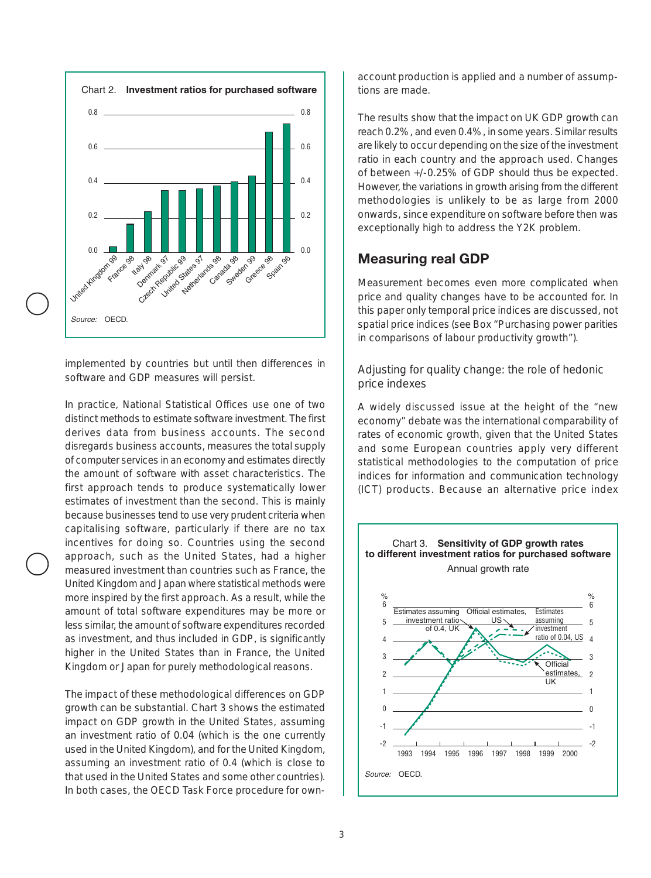Chart 2. **Investment ratios for purchased software**

Source: OECD.

implemented by countries but until then differences in software and GDP measures will persist.

In practice, National Statistical Offices use one of two distinct methods to estimate software investment. The first derives data from business accounts. The second disregards business accounts, measures the total supply of computer services in an economy and estimates directly the amount of software with asset characteristics. The first approach tends to produce systematically lower estimates of investment than the second. This is mainly because businesses tend to use very prudent criteria when capitalising software, particularly if there are no tax incentives for doing so. Countries using the second approach, such as the United States, had a higher measured investment than countries such as France, the United Kingdom and Japan where statistical methods were more inspired by the first approach. As a result, while the amount of total software expenditures may be more or less similar, the amount of software expenditures recorded as investment, and thus included in GDP, is significantly higher in the United States than in France, the United Kingdom or Japan for purely methodological reasons.

The impact of these methodological differences on GDP growth can be substantial. Chart 3 shows the estimated impact on GDP growth in the United States, assuming an investment ratio of 0.04 (which is the one currently used in the United Kingdom), and for the United Kingdom, assuming an investment ratio of 0.4 (which is close to that used in the United States and some other countries). In both cases, the OECD Task Force procedure for own-account production is applied and a number of assumptions are made.

The results show that the impact on UK GDP growth can reach 0.2%, and even 0.4%, in some years. Similar results are likely to occur depending on the size of the investment ratio in each country and the approach used. Changes of between +/-0.25% of GDP should thus be expected. However, the variations in growth arising from the different methodologies is unlikely to be as large from 2000 onwards, since expenditure on software before then was exceptionally high to address the Y2K problem.

## Measuring real GDP

Measurement becomes even more complicated when price and quality changes have to be accounted for. In this paper only temporal price indices are discussed, not spatial price indices (see Box "Purchasing power parities in comparisons of labour productivity growth").

### Adjusting for quality change: the role of hedonic price indexes

A widely discussed issue at the height of the "new economy" debate was the international comparability of rates of economic growth, given that the United States and some European countries apply very different statistical methodologies to the computation of price indices for information and communication technology (ICT) products. Because an alternative price index

Chart 3. **Sensitivity of GDP growth rates to different investment ratios for purchased software**

Annual growth rate

Source: OECD.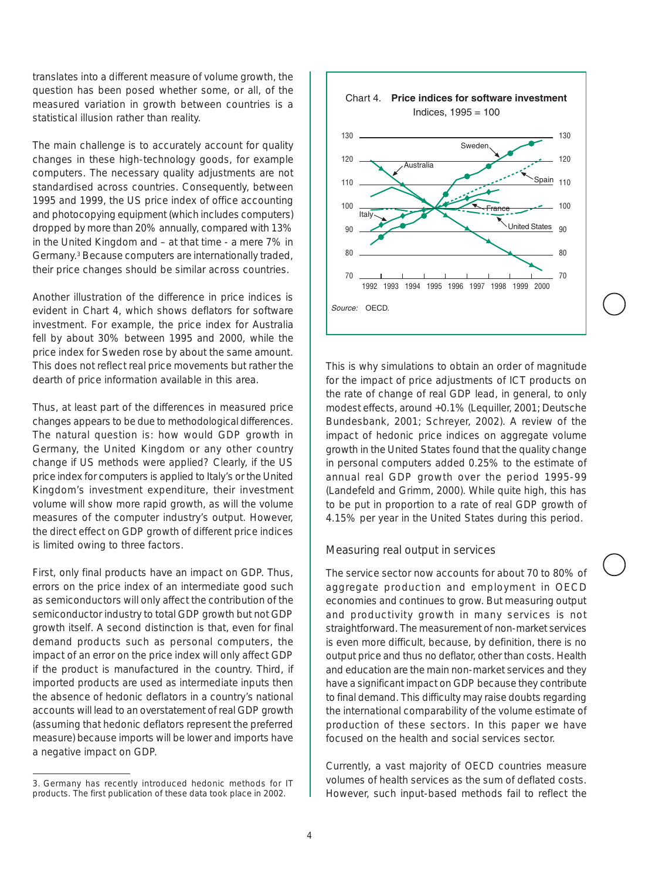translates into a different measure of volume growth, the question has been posed whether some, or all, of the measured variation in growth between countries is a statistical illusion rather than reality.

The main challenge is to accurately account for quality changes in these high-technology goods, for example computers. The necessary quality adjustments are not standardised across countries. Consequently, between 1995 and 1999, the US price index of office accounting and photocopying equipment (which includes computers) dropped by more than 20% annually, compared with 13% in the United Kingdom and – at that time - a mere 7% in Germany.[3] Because computers are internationally traded, their price changes should be similar across countries.

Another illustration of the difference in price indices is evident in Chart 4, which shows deflators for software investment. For example, the price index for Australia fell by about 30% between 1995 and 2000, while the price index for Sweden rose by about the same amount. This does not reflect real price movements but rather the dearth of price information available in this area.

Thus, at least part of the differences in measured price changes appears to be due to methodological differences. The natural question is: how would GDP growth in Germany, the United Kingdom or any other country change if US methods were applied? Clearly, if the US price index for computers is applied to Italy's or the United Kingdom's investment expenditure, their investment volume will show more rapid growth, as will the volume measures of the computer industry's output. However, the direct effect on GDP growth of different price indices is limited owing to three factors.

First, only final products have an impact on GDP. Thus, errors on the price index of an intermediate good such as semiconductors will only affect the contribution of the semiconductor industry to total GDP growth but not GDP growth itself. A second distinction is that, even for final demand products such as personal computers, the impact of an error on the price index will only affect GDP if the product is manufactured in the country. Third, if imported products are used as intermediate inputs then the absence of hedonic deflators in a country's national accounts will lead to an overstatement of real GDP growth (assuming that hedonic deflators represent the preferred measure) because imports will be lower and imports have a negative impact on GDP.

3. Germany has recently introduced hedonic methods for IT products. The first publication of these data took place in 2002.

Chart 4. **Price indices for software investment**
Indices, 1995 = 100

Source: OECD.

This is why simulations to obtain an order of magnitude for the impact of price adjustments of ICT products on the rate of change of real GDP lead, in general, to only modest effects, around +0.1% (Lequiller, 2001; Deutsche Bundesbank, 2001; Schreyer, 2002). A review of the impact of hedonic price indices on aggregate volume growth in the United States found that the quality change in personal computers added 0.25% to the estimate of annual real GDP growth over the period 1995-99 (Landefeld and Grimm, 2000). While quite high, this has to be put in proportion to a rate of real GDP growth of 4.15% per year in the United States during this period.

## Measuring real output in services

The service sector now accounts for about 70 to 80% of aggregate production and employment in OECD economies and continues to grow. But measuring output and productivity growth in many services is not straightforward. The measurement of non-market services is even more difficult, because, by definition, there is no output price and thus no deflator, other than costs. Health and education are the main non-market services and they have a significant impact on GDP because they contribute to final demand. This difficulty may raise doubts regarding the international comparability of the volume estimate of production of these sectors. In this paper we have focused on the health and social services sector.

Currently, a vast majority of OECD countries measure volumes of health services as the sum of deflated costs. However, such input-based methods fail to reflect the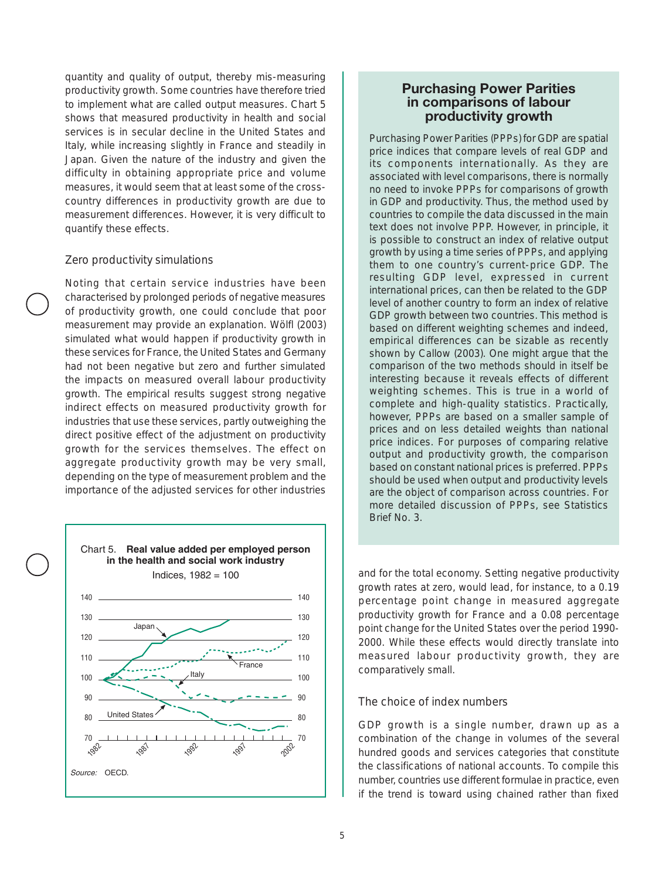quantity and quality of output, thereby mis-measuring productivity growth. Some countries have therefore tried to implement what are called output measures. Chart 5 shows that measured productivity in health and social services is in secular decline in the United States and Italy, while increasing slightly in France and steadily in Japan. Given the nature of the industry and given the difficulty in obtaining appropriate price and volume measures, it would seem that at least some of the cross-country differences in productivity growth are due to measurement differences. However, it is very difficult to quantify these effects.

### Zero productivity simulations

Noting that certain service industries have been characterised by prolonged periods of negative measures of productivity growth, one could conclude that poor measurement may provide an explanation. Wölfl (2003) simulated what would happen if productivity growth in these services for France, the United States and Germany had not been negative but zero and further simulated the impacts on measured overall labour productivity growth. The empirical results suggest strong negative indirect effects on measured productivity growth for industries that use these services, partly outweighing the direct positive effect of the adjustment on productivity growth for the services themselves. The effect on aggregate productivity growth may be very small, depending on the type of measurement problem and the importance of the adjusted services for other industries and for the total economy. Setting negative productivity growth rates at zero, would lead, for instance, to a 0.19 percentage point change in measured aggregate productivity growth for France and a 0.08 percentage point change for the United States over the period 1990-2000. While these effects would directly translate into measured labour productivity growth, they are comparatively small.

Chart 5. **Real value added per employed person in the health and social work industry**

Indices, 1982 = 100

*Source:* OECD.

## Purchasing Power Parities in comparisons of labour productivity growth

Purchasing Power Parities (PPPs) for GDP are spatial price indices that compare levels of real GDP and its components internationally. As they are associated with level comparisons, there is normally no need to invoke PPPs for comparisons of growth in GDP and productivity. Thus, the method used by countries to compile the data discussed in the main text does not involve PPP. However, in principle, it is possible to construct an index of relative output growth by using a time series of PPPs, and applying them to one country's current-price GDP. The resulting GDP level, expressed in current international prices, can then be related to the GDP level of another country to form an index of relative GDP growth between two countries. This method is based on different weighting schemes and indeed, empirical differences can be sizable as recently shown by Callow (2003). One might argue that the comparison of the two methods should in itself be interesting because it reveals effects of different weighting schemes. This is true in a world of complete and high-quality statistics. Practically, however, PPPs are based on a smaller sample of prices and on less detailed weights than national price indices. For purposes of comparing relative output and productivity growth, the comparison based on constant national prices is preferred. PPPs should be used when output and productivity levels are the object of comparison across countries. For more detailed discussion of PPPs, see Statistics Brief No. 3.

### The choice of index numbers

GDP growth is a single number, drawn up as a combination of the change in volumes of the several hundred goods and services categories that constitute the classifications of national accounts. To compile this number, countries use different formulae in practice, even if the trend is toward using chained rather than fixed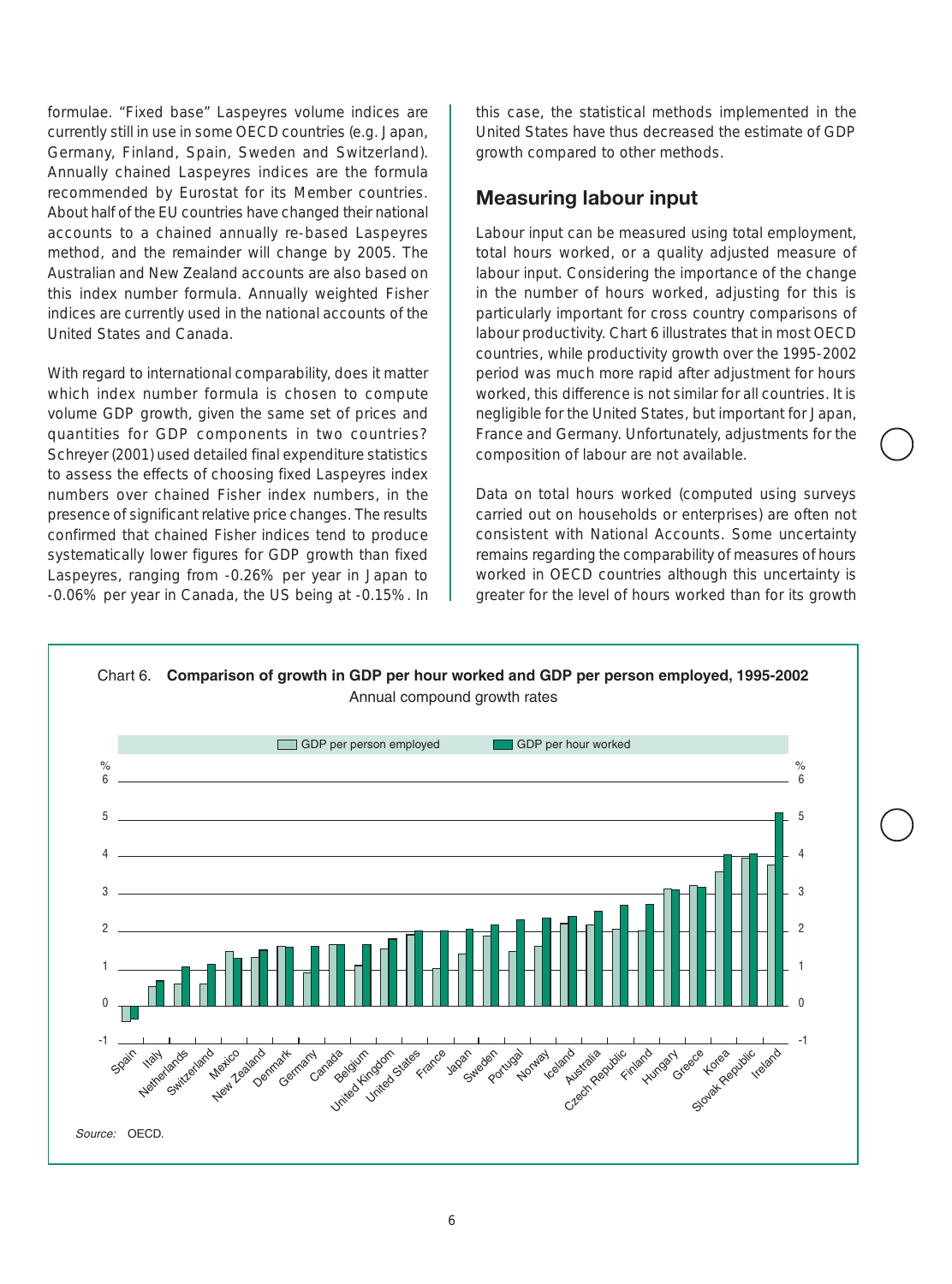formulae. "Fixed base" Laspeyres volume indices are currently still in use in some OECD countries (e.g. Japan, Germany, Finland, Spain, Sweden and Switzerland). Annually chained Laspeyres indices are the formula recommended by Eurostat for its Member countries. About half of the EU countries have changed their national accounts to a chained annually re-based Laspeyres method, and the remainder will change by 2005. The Australian and New Zealand accounts are also based on this index number formula. Annually weighted Fisher indices are currently used in the national accounts of the United States and Canada.

With regard to international comparability, does it matter which index number formula is chosen to compute volume GDP growth, given the same set of prices and quantities for GDP components in two countries? Schreyer (2001) used detailed final expenditure statistics to assess the effects of choosing fixed Laspeyres index numbers over chained Fisher index numbers, in the presence of significant relative price changes. The results confirmed that chained Fisher indices tend to produce systematically lower figures for GDP growth than fixed Laspeyres, ranging from -0.26% per year in Japan to -0.06% per year in Canada, the US being at -0.15%. In this case, the statistical methods implemented in the United States have thus decreased the estimate of GDP growth compared to other methods.

## Measuring labour input

Labour input can be measured using total employment, total hours worked, or a quality adjusted measure of labour input. Considering the importance of the change in the number of hours worked, adjusting for this is particularly important for cross country comparisons of labour productivity. Chart 6 illustrates that in most OECD countries, while productivity growth over the 1995-2002 period was much more rapid after adjustment for hours worked, this difference is not similar for all countries. It is negligible for the United States, but important for Japan, France and Germany. Unfortunately, adjustments for the composition of labour are not available.

Data on total hours worked (computed using surveys carried out on households or enterprises) are often not consistent with National Accounts. Some uncertainty remains regarding the comparability of measures of hours worked in OECD countries although this uncertainty is greater for the level of hours worked than for its growth

Chart 6. **Comparison of growth in GDP per hour worked and GDP per person employed, 1995-2002**
Annual compound growth rates

Legend: GDP per person employed; GDP per hour worked

Countries (left to right): Spain, Italy, Netherlands, Switzerland, Mexico, New Zealand, Denmark, Germany, Canada, Belgium, United Kingdom, United States, France, Japan, Sweden, Portugal, Norway, Iceland, Australia, Czech Republic, Finland, Hungary, Greece, Korea, Slovak Republic, Ireland

*Source:* OECD.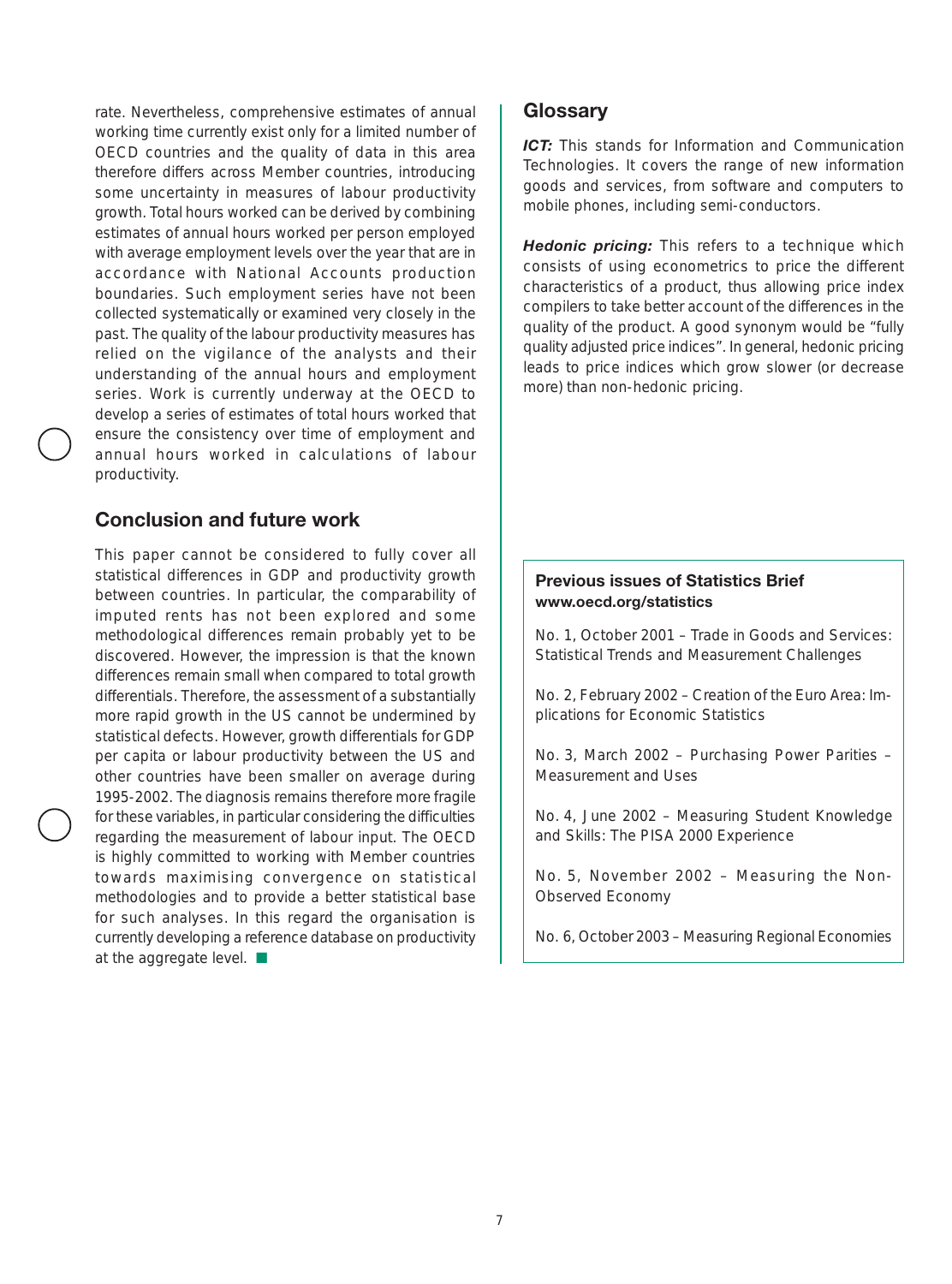rate. Nevertheless, comprehensive estimates of annual working time currently exist only for a limited number of OECD countries and the quality of data in this area therefore differs across Member countries, introducing some uncertainty in measures of labour productivity growth. Total hours worked can be derived by combining estimates of annual hours worked per person employed with average employment levels over the year that are in accordance with National Accounts production boundaries. Such employment series have not been collected systematically or examined very closely in the past. The quality of the labour productivity measures has relied on the vigilance of the analysts and their understanding of the annual hours and employment series. Work is currently underway at the OECD to develop a series of estimates of total hours worked that ensure the consistency over time of employment and annual hours worked in calculations of labour productivity.

## Conclusion and future work

This paper cannot be considered to fully cover all statistical differences in GDP and productivity growth between countries. In particular, the comparability of imputed rents has not been explored and some methodological differences remain probably yet to be discovered. However, the impression is that the known differences remain small when compared to total growth differentials. Therefore, the assessment of a substantially more rapid growth in the US cannot be undermined by statistical defects. However, growth differentials for GDP per capita or labour productivity between the US and other countries have been smaller on average during 1995-2002. The diagnosis remains therefore more fragile for these variables, in particular considering the difficulties regarding the measurement of labour input. The OECD is highly committed to working with Member countries towards maximising convergence on statistical methodologies and to provide a better statistical base for such analyses. In this regard the organisation is currently developing a reference database on productivity at the aggregate level. ■

## Glossary

***ICT:*** This stands for Information and Communication Technologies. It covers the range of new information goods and services, from software and computers to mobile phones, including semi-conductors.

***Hedonic pricing:*** This refers to a technique which consists of using econometrics to price the different characteristics of a product, thus allowing price index compilers to take better account of the differences in the quality of the product. A good synonym would be "fully quality adjusted price indices". In general, hedonic pricing leads to price indices which grow slower (or decrease more) than non-hedonic pricing.

### Previous issues of Statistics Brief
**www.oecd.org/statistics**

No. 1, October 2001 – Trade in Goods and Services: Statistical Trends and Measurement Challenges

No. 2, February 2002 – Creation of the Euro Area: Implications for Economic Statistics

No. 3, March 2002 – Purchasing Power Parities – Measurement and Uses

No. 4, June 2002 – Measuring Student Knowledge and Skills: The PISA 2000 Experience

No. 5, November 2002 – Measuring the Non-Observed Economy

No. 6, October 2003 – Measuring Regional Economies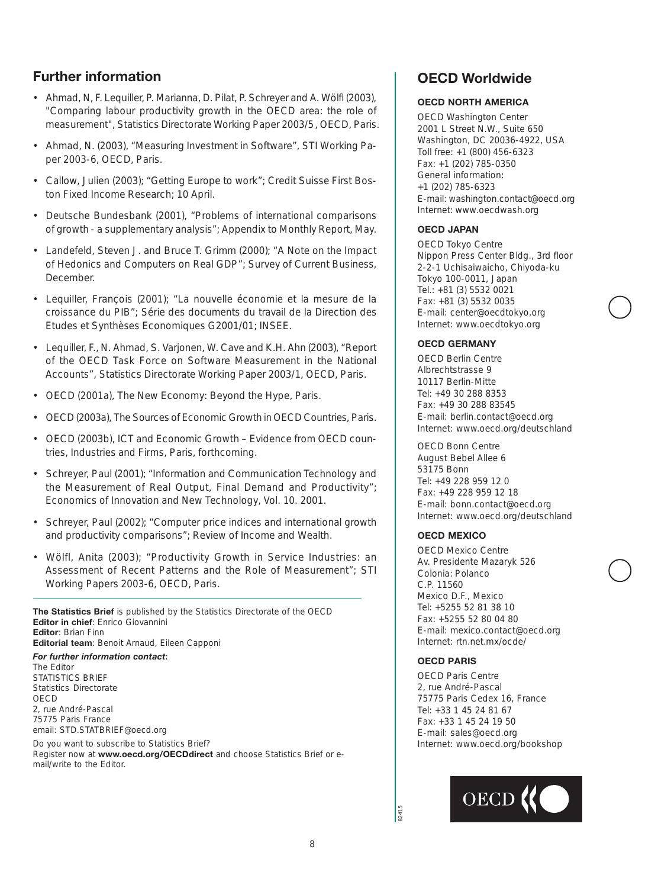## Further information

- Ahmad, N, F. Lequiller, P. Marianna, D. Pilat, P. Schreyer and A. Wölfl (2003), "Comparing labour productivity growth in the OECD area: the role of measurement", Statistics Directorate Working Paper 2003/5 , OECD, Paris.
- Ahmad, N. (2003), "Measuring Investment in Software", STI Working Paper 2003-6, OECD, Paris.
- Callow, Julien (2003); "Getting Europe to work"; Credit Suisse First Boston Fixed Income Research; 10 April.
- Deutsche Bundesbank (2001), "Problems of international comparisons of growth - a supplementary analysis"; Appendix to Monthly Report, May.
- Landefeld, Steven J. and Bruce T. Grimm (2000); "A Note on the Impact of Hedonics and Computers on Real GDP"; Survey of Current Business, December.
- Lequiller, François (2001); "La nouvelle économie et la mesure de la croissance du PIB"; Série des documents du travail de la Direction des Etudes et Synthèses Economiques G2001/01; INSEE.
- Lequiller, F., N. Ahmad, S. Varjonen, W. Cave and K.H. Ahn (2003), "Report of the OECD Task Force on Software Measurement in the National Accounts", Statistics Directorate Working Paper 2003/1, OECD, Paris.
- OECD (2001a), The New Economy: Beyond the Hype, Paris.
- OECD (2003a), The Sources of Economic Growth in OECD Countries, Paris.
- OECD (2003b), ICT and Economic Growth – Evidence from OECD countries, Industries and Firms, Paris, forthcoming.
- Schreyer, Paul (2001); "Information and Communication Technology and the Measurement of Real Output, Final Demand and Productivity"; Economics of Innovation and New Technology, Vol. 10. 2001.
- Schreyer, Paul (2002); "Computer price indices and international growth and productivity comparisons"; Review of Income and Wealth.
- Wölfl, Anita (2003); "Productivity Growth in Service Industries: an Assessment of Recent Patterns and the Role of Measurement"; STI Working Papers 2003-6, OECD, Paris.

---

**The Statistics Brief** is published by the Statistics Directorate of the OECD
**Editor in chief**: Enrico Giovannini
**Editor**: Brian Finn
**Editorial team**: Benoit Arnaud, Eileen Capponi

***For further information contact***:
The Editor
STATISTICS BRIEF
Statistics Directorate
OECD
2, rue André-Pascal
75775 Paris France
email: STD.STATBRIEF@oecd.org

Do you want to subscribe to Statistics Brief?
Register now at **www.oecd.org/OECDdirect** and choose Statistics Brief or e-mail/write to the Editor.

## OECD Worldwide

### OECD NORTH AMERICA

OECD Washington Center
2001 L Street N.W., Suite 650
Washington, DC 20036-4922, USA
Toll free: +1 (800) 456-6323
Fax: +1 (202) 785-0350
General information:
+1 (202) 785-6323
E-mail: washington.contact@oecd.org
Internet: www.oecdwash.org

### OECD JAPAN

OECD Tokyo Centre
Nippon Press Center Bldg., 3rd floor
2-2-1 Uchisaiwaicho, Chiyoda-ku
Tokyo 100-0011, Japan
Tel.: +81 (3) 5532 0021
Fax: +81 (3) 5532 0035
E-mail: center@oecdtokyo.org
Internet: www.oecdtokyo.org

### OECD GERMANY

OECD Berlin Centre
Albrechtstrasse 9
10117 Berlin-Mitte
Tel: +49 30 288 8353
Fax: +49 30 288 83545
E-mail: berlin.contact@oecd.org
Internet: www.oecd.org/deutschland

OECD Bonn Centre
August Bebel Allee 6
53175 Bonn
Tel: +49 228 959 12 0
Fax: +49 228 959 12 18
E-mail: bonn.contact@oecd.org
Internet: www.oecd.org/deutschland

### OECD MEXICO

OECD Mexico Centre
Av. Presidente Mazaryk 526
Colonia: Polanco
C.P. 11560
Mexico D.F., Mexico
Tel: +5255 52 81 38 10
Fax: +5255 52 80 04 80
E-mail: mexico.contact@oecd.org
Internet: rtn.net.mx/ocde/

### OECD PARIS

OECD Paris Centre
2, rue André-Pascal
75775 Paris Cedex 16, France
Tel: +33 1 45 24 81 67
Fax: +33 1 45 24 19 50
E-mail: sales@oecd.org
Internet: www.oecd.org/bookshop

82415